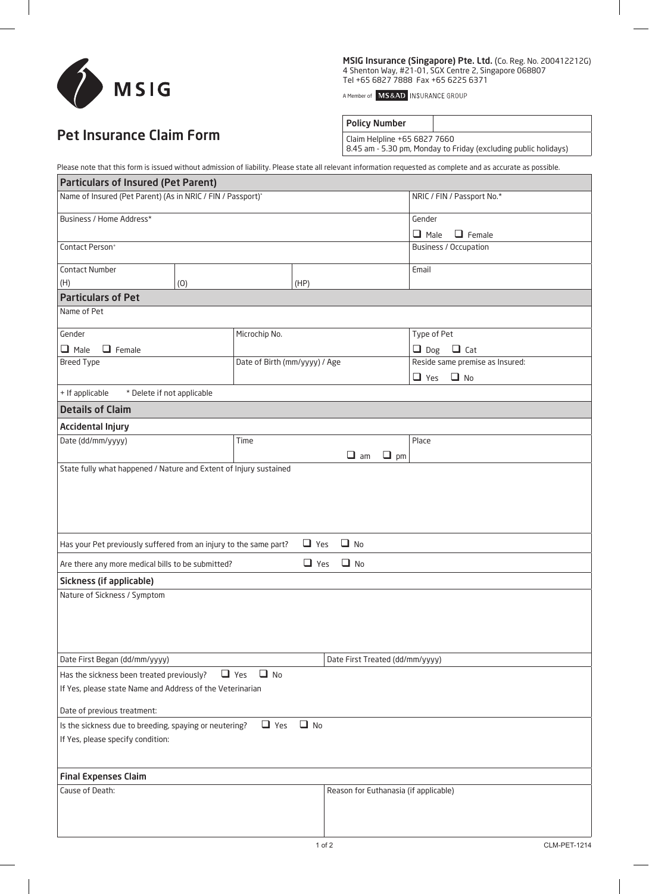**MSIG Insurance (Singapore) Pte. Ltd.** (Co. Reg. No. 200412212G)
4 Shenton Way, #21-01, SGX Centre 2, Singapore 068807
Tel +65 6827 7888 Fax +65 6225 6371

A Member of MS&AD INSURANCE GROUP

# Pet Insurance Claim Form

| **Policy Number** | |
|---|---|

Claim Helpline +65 6827 7660
8.45 am - 5.30 pm, Monday to Friday (excluding public holidays)

Please note that this form is issued without admission of liability. Please state all relevant information requested as complete and as accurate as possible.

## Particulars of Insured (Pet Parent)

| | | | |
|---|---|---|---|
| Name of Insured (Pet Parent) (As in NRIC / FIN / Passport)* | | | NRIC / FIN / Passport No.* |
| Business / Home Address* | | | Gender<br>☐ Male ☐ Female |
| Contact Person+ | | | Business / Occupation |
| Contact Number<br>(H) | (O) | (HP) | Email |

## Particulars of Pet

| | | |
|---|---|---|
| Name of Pet | | |
| Gender<br>☐ Male ☐ Female | Microchip No. | Type of Pet<br>☐ Dog ☐ Cat |
| Breed Type | Date of Birth (mm/yyyy) / Age | Reside same premise as Insured:<br>☐ Yes ☐ No |

+ If applicable * Delete if not applicable

## Details of Claim

### Accidental Injury

| | | |
|---|---|---|
| Date (dd/mm/yyyy) | Time<br>☐ am ☐ pm | Place |

State fully what happened / Nature and Extent of Injury sustained

Has your Pet previously suffered from an injury to the same part? ☐ Yes ☐ No

Are there any more medical bills to be submitted? ☐ Yes ☐ No

### Sickness (if applicable)

Nature of Sickness / Symptom

| | |
|---|---|
| Date First Began (dd/mm/yyyy) | Date First Treated (dd/mm/yyyy) |

Has the sickness been treated previously? ☐ Yes ☐ No

If Yes, please state Name and Address of the Veterinarian

Date of previous treatment:

Is the sickness due to breeding, spaying or neutering? ☐ Yes ☐ No

If Yes, please specify condition:

### Final Expenses Claim

| | |
|---|---|
| Cause of Death: | Reason for Euthanasia (if applicable) |

CLM-PET-1214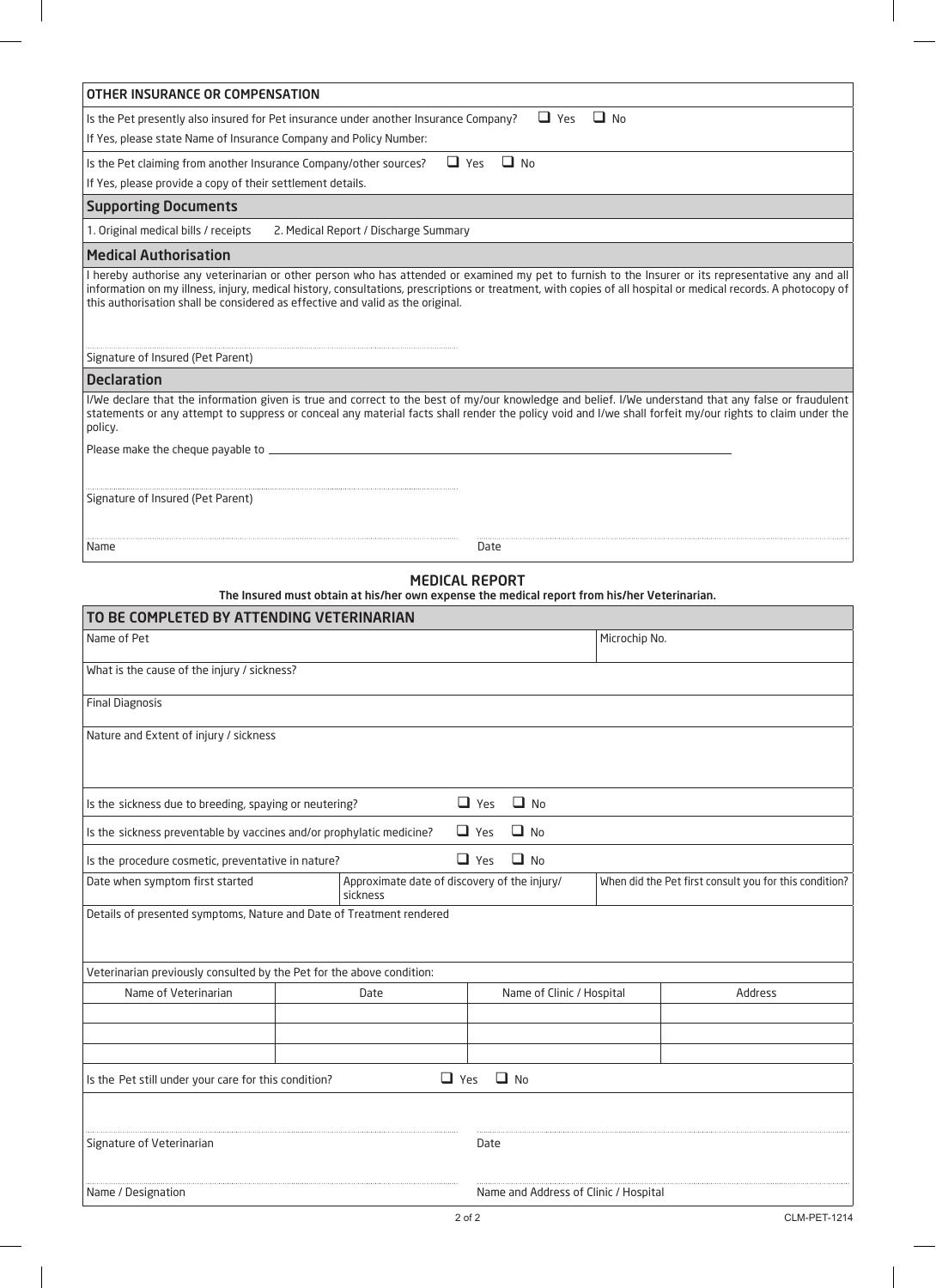## OTHER INSURANCE OR COMPENSATION

Is the Pet presently also insured for Pet insurance under another Insurance Company? ☐ Yes ☐ No

If Yes, please state Name of Insurance Company and Policy Number:

Is the Pet claiming from another Insurance Company/other sources? ☐ Yes ☐ No

If Yes, please provide a copy of their settlement details.

## Supporting Documents

1. Original medical bills / receipts 2. Medical Report / Discharge Summary

## Medical Authorisation

I hereby authorise any veterinarian or other person who has attended or examined my pet to furnish to the Insurer or its representative any and all information on my illness, injury, medical history, consultations, prescriptions or treatment, with copies of all hospital or medical records. A photocopy of this authorisation shall be considered as effective and valid as the original.

Signature of Insured (Pet Parent)

## Declaration

I/We declare that the information given is true and correct to the best of my/our knowledge and belief. I/We understand that any false or fraudulent statements or any attempt to suppress or conceal any material facts shall render the policy void and I/we shall forfeit my/our rights to claim under the policy.

Please make the cheque payable to \_\_\_\_\_\_\_\_\_\_\_\_\_\_\_\_\_\_\_\_\_\_\_\_\_\_\_\_\_\_\_\_\_\_\_\_\_\_\_\_

Signature of Insured (Pet Parent)

Name Date

# MEDICAL REPORT

**The Insured must obtain at his/her own expense the medical report from his/her Veterinarian.**

## TO BE COMPLETED BY ATTENDING VETERINARIAN

Name of Pet Microchip No.

What is the cause of the injury / sickness?

Final Diagnosis

Nature and Extent of injury / sickness

Is the sickness due to breeding, spaying or neutering? ☐ Yes ☐ No

Is the sickness preventable by vaccines and/or prophylatic medicine? ☐ Yes ☐ No

Is the procedure cosmetic, preventative in nature? ☐ Yes ☐ No

| Date when symptom first started | Approximate date of discovery of the injury/ sickness | When did the Pet first consult you for this condition? |
|---|---|---|
| | | |

Details of presented symptoms, Nature and Date of Treatment rendered

Veterinarian previously consulted by the Pet for the above condition:

| Name of Veterinarian | Date | Name of Clinic / Hospital | Address |
|---|---|---|---|
| | | | |
| | | | |
| | | | |

Is the Pet still under your care for this condition? ☐ Yes ☐ No

Signature of Veterinarian Date

Name / Designation Name and Address of Clinic / Hospital

CLM-PET-1214